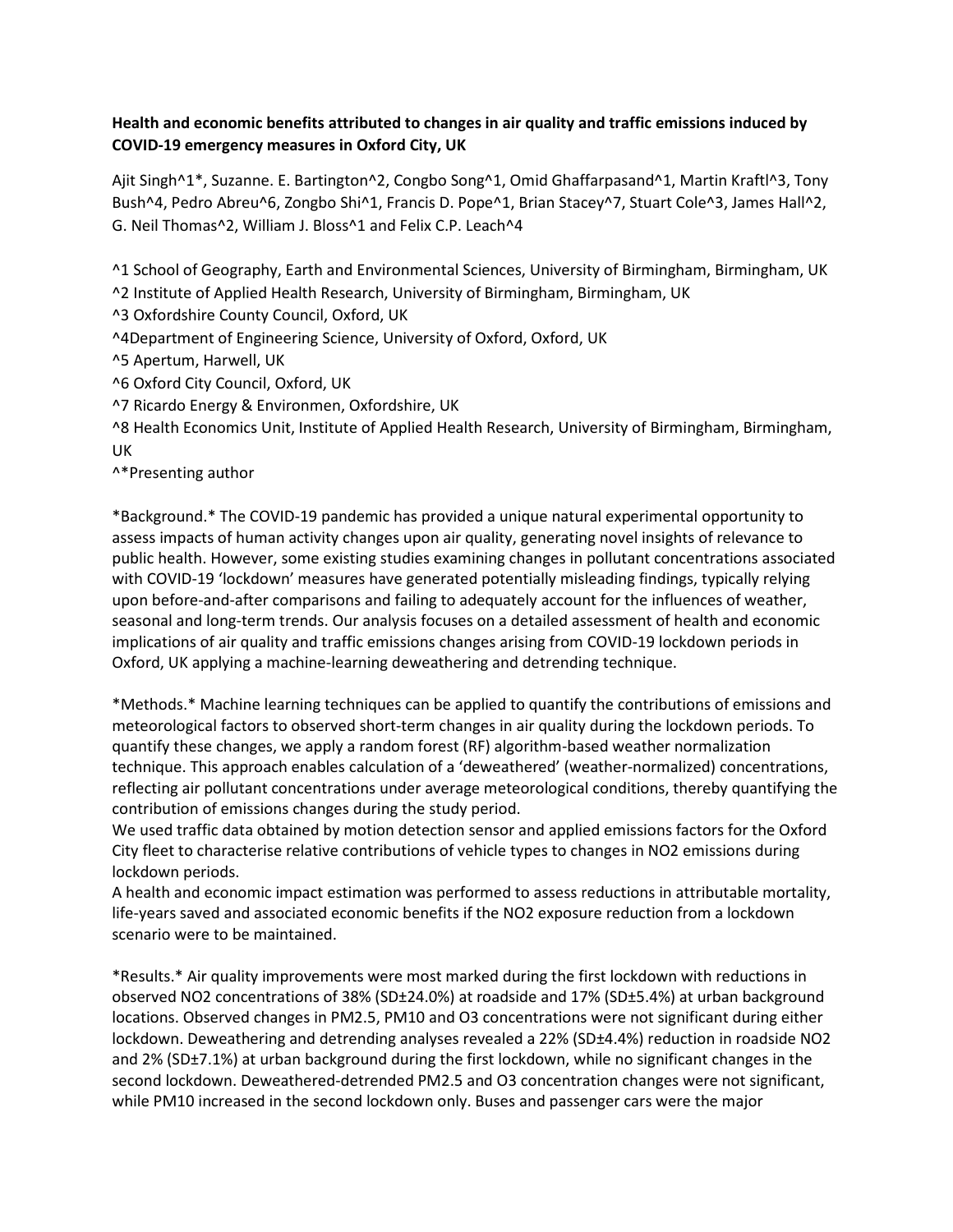**Health and economic benefits attributed to changes in air quality and traffic emissions induced by COVID-19 emergency measures in Oxford City, UK**

Ajit Singh[1*], Suzanne. E. Bartington[2], Congbo Song[1], Omid Ghaffarpasand[1], Martin Kraftl[3], Tony Bush[4], Pedro Abreu[6], Zongbo Shi[1], Francis D. Pope[1], Brian Stacey[7], Stuart Cole[3], James Hall[2], G. Neil Thomas[2], William J. Bloss[1] and Felix C.P. Leach[4]

[1] School of Geography, Earth and Environmental Sciences, University of Birmingham, Birmingham, UK
[2] Institute of Applied Health Research, University of Birmingham, Birmingham, UK
[3] Oxfordshire County Council, Oxford, UK
[4] Department of Engineering Science, University of Oxford, Oxford, UK
[5] Apertum, Harwell, UK
[6] Oxford City Council, Oxford, UK
[7] Ricardo Energy & Environmen, Oxfordshire, UK
[8] Health Economics Unit, Institute of Applied Health Research, University of Birmingham, Birmingham, UK
[*] Presenting author

*Background.* The COVID-19 pandemic has provided a unique natural experimental opportunity to assess impacts of human activity changes upon air quality, generating novel insights of relevance to public health. However, some existing studies examining changes in pollutant concentrations associated with COVID-19 'lockdown' measures have generated potentially misleading findings, typically relying upon before-and-after comparisons and failing to adequately account for the influences of weather, seasonal and long-term trends. Our analysis focuses on a detailed assessment of health and economic implications of air quality and traffic emissions changes arising from COVID-19 lockdown periods in Oxford, UK applying a machine-learning deweathering and detrending technique.

*Methods.* Machine learning techniques can be applied to quantify the contributions of emissions and meteorological factors to observed short-term changes in air quality during the lockdown periods. To quantify these changes, we apply a random forest (RF) algorithm-based weather normalization technique. This approach enables calculation of a 'deweathered' (weather-normalized) concentrations, reflecting air pollutant concentrations under average meteorological conditions, thereby quantifying the contribution of emissions changes during the study period.
We used traffic data obtained by motion detection sensor and applied emissions factors for the Oxford City fleet to characterise relative contributions of vehicle types to changes in $NO_2$ emissions during lockdown periods.
A health and economic impact estimation was performed to assess reductions in attributable mortality, life-years saved and associated economic benefits if the $NO_2$ exposure reduction from a lockdown scenario were to be maintained.

*Results.* Air quality improvements were most marked during the first lockdown with reductions in observed $NO_2$ concentrations of 38% (SD±24.0%) at roadside and 17% (SD±5.4%) at urban background locations. Observed changes in $PM_{2.5}$, $PM_{10}$ and $O_3$ concentrations were not significant during either lockdown. Deweathering and detrending analyses revealed a 22% (SD±4.4%) reduction in roadside $NO_2$ and 2% (SD±7.1%) at urban background during the first lockdown, while no significant changes in the second lockdown. Deweathered-detrended $PM_{2.5}$ and $O_3$ concentration changes were not significant, while $PM_{10}$ increased in the second lockdown only. Buses and passenger cars were the major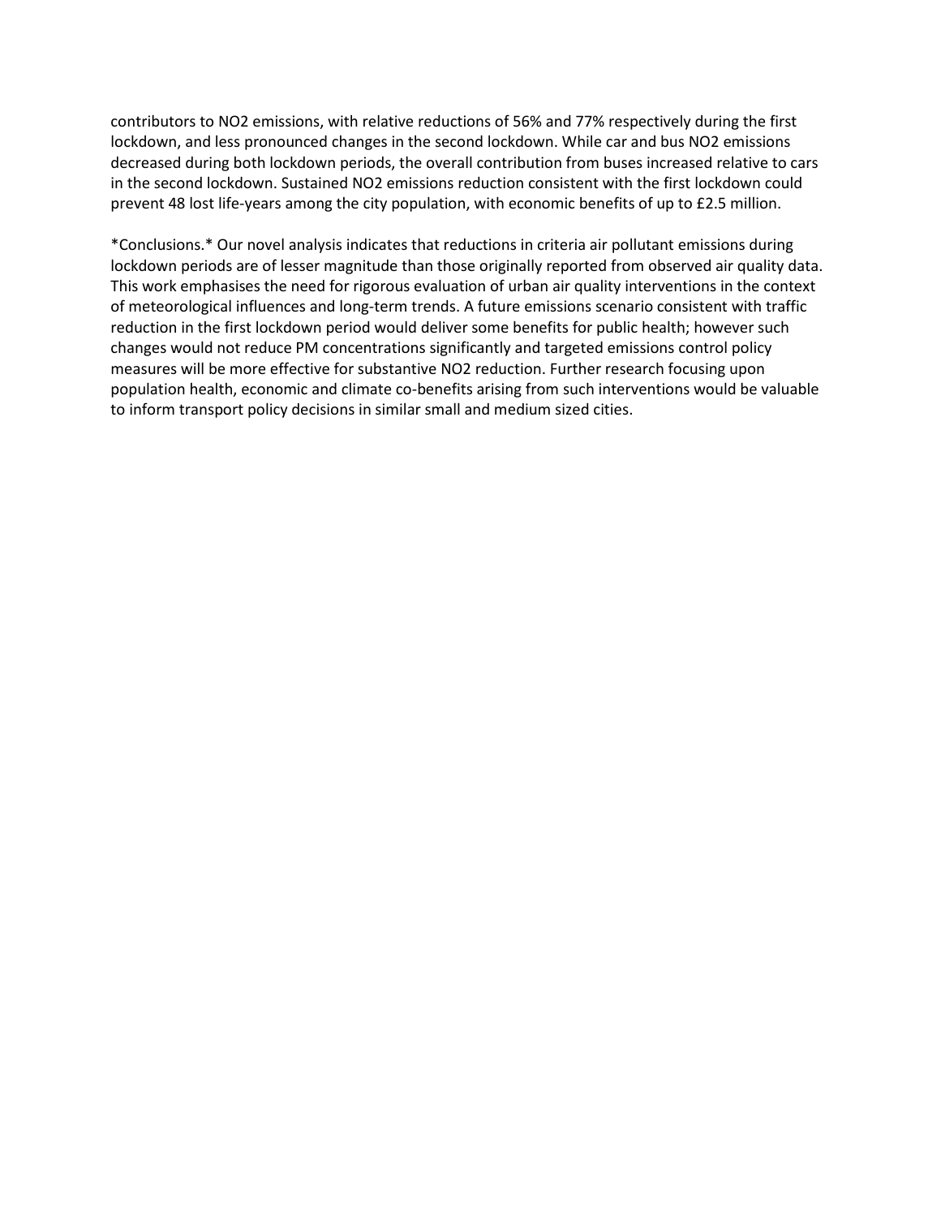contributors to $NO_2$ emissions, with relative reductions of 56% and 77% respectively during the first lockdown, and less pronounced changes in the second lockdown. While car and bus $NO_2$ emissions decreased during both lockdown periods, the overall contribution from buses increased relative to cars in the second lockdown. Sustained $NO_2$ emissions reduction consistent with the first lockdown could prevent 48 lost life-years among the city population, with economic benefits of up to £2.5 million.

*Conclusions.* Our novel analysis indicates that reductions in criteria air pollutant emissions during lockdown periods are of lesser magnitude than those originally reported from observed air quality data. This work emphasises the need for rigorous evaluation of urban air quality interventions in the context of meteorological influences and long-term trends. A future emissions scenario consistent with traffic reduction in the first lockdown period would deliver some benefits for public health; however such changes would not reduce PM concentrations significantly and targeted emissions control policy measures will be more effective for substantive $NO_2$ reduction. Further research focusing upon population health, economic and climate co-benefits arising from such interventions would be valuable to inform transport policy decisions in similar small and medium sized cities.